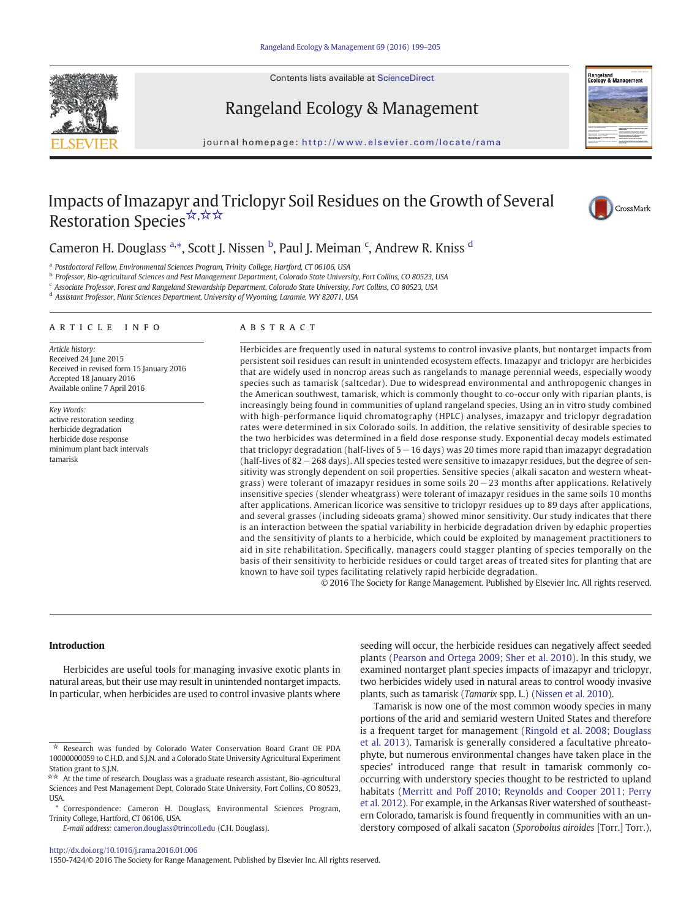# Impacts of Imazapyr and Triclopyr Soil Residues on the Growth of Several Restoration Species☆,☆☆

Cameron H. Douglass [a,*], Scott J. Nissen [b], Paul J. Meiman [c], Andrew R. Kniss [d]

[a] Postdoctoral Fellow, Environmental Sciences Program, Trinity College, Hartford, CT 06106, USA
[b] Professor, Bio-agricultural Sciences and Pest Management Department, Colorado State University, Fort Collins, CO 80523, USA
[c] Associate Professor, Forest and Rangeland Stewardship Department, Colorado State University, Fort Collins, CO 80523, USA
[d] Assistant Professor, Plant Sciences Department, University of Wyoming, Laramie, WY 82071, USA

## ARTICLE INFO

*Article history:*
Received 24 June 2015
Received in revised form 15 January 2016
Accepted 18 January 2016
Available online 7 April 2016

*Key Words:*
active restoration seeding
herbicide degradation
herbicide dose response
minimum plant back intervals
tamarisk

## ABSTRACT

Herbicides are frequently used in natural systems to control invasive plants, but nontarget impacts from persistent soil residues can result in unintended ecosystem effects. Imazapyr and triclopyr are herbicides that are widely used in noncrop areas such as rangelands to manage perennial weeds, especially woody species such as tamarisk (saltcedar). Due to widespread environmental and anthropogenic changes in the American southwest, tamarisk, which is commonly thought to co-occur only with riparian plants, is increasingly being found in communities of upland rangeland species. Using an in vitro study combined with high-performance liquid chromatography (HPLC) analyses, imazapyr and triclopyr degradation rates were determined in six Colorado soils. In addition, the relative sensitivity of desirable species to the two herbicides was determined in a field dose response study. Exponential decay models estimated that triclopyr degradation (half-lives of 5 − 16 days) was 20 times more rapid than imazapyr degradation (half-lives of 82 − 268 days). All species tested were sensitive to imazapyr residues, but the degree of sensitivity was strongly dependent on soil properties. Sensitive species (alkali sacaton and western wheatgrass) were tolerant of imazapyr residues in some soils 20 − 23 months after applications. Relatively insensitive species (slender wheatgrass) were tolerant of imazapyr residues in the same soils 10 months after applications. American licorice was sensitive to triclopyr residues up to 89 days after applications, and several grasses (including sideoats grama) showed minor sensitivity. Our study indicates that there is an interaction between the spatial variability in herbicide degradation driven by edaphic properties and the sensitivity of plants to a herbicide, which could be exploited by management practitioners to aid in site rehabilitation. Specifically, managers could stagger planting of species temporally on the basis of their sensitivity to herbicide residues or could target areas of treated sites for planting that are known to have soil types facilitating relatively rapid herbicide degradation.

© 2016 The Society for Range Management. Published by Elsevier Inc. All rights reserved.

## Introduction

Herbicides are useful tools for managing invasive exotic plants in natural areas, but their use may result in unintended nontarget impacts. In particular, when herbicides are used to control invasive plants where seeding will occur, the herbicide residues can negatively affect seeded plants (Pearson and Ortega 2009; Sher et al. 2010). In this study, we examined nontarget plant species impacts of imazapyr and triclopyr, two herbicides widely used in natural areas to control woody invasive plants, such as tamarisk (*Tamarix* spp. L.) (Nissen et al. 2010).

Tamarisk is now one of the most common woody species in many portions of the arid and semiarid western United States and therefore is a frequent target for management (Ringold et al. 2008; Douglass et al. 2013). Tamarisk is generally considered a facultative phreatophyte, but numerous environmental changes have taken place in the species' introduced range that result in tamarisk commonly co-occurring with understory species thought to be restricted to upland habitats (Merritt and Poff 2010; Reynolds and Cooper 2011; Perry et al. 2012). For example, in the Arkansas River watershed of southeastern Colorado, tamarisk is found frequently in communities with an understory composed of alkali sacaton (*Sporobolus airoides* [Torr.] Torr.),

☆ Research was funded by Colorado Water Conservation Board Grant OE PDA 10000000059 to C.H.D. and S.J.N. and a Colorado State University Agricultural Experiment Station grant to S.J.N.

☆☆ At the time of research, Douglass was a graduate research assistant, Bio-agricultural Sciences and Pest Management Dept, Colorado State University, Fort Collins, CO 80523, USA.

\* Correspondence: Cameron H. Douglass, Environmental Sciences Program, Trinity College, Hartford, CT 06106, USA.
*E-mail address:* cameron.douglass@trincoll.edu (C.H. Douglass).

http://dx.doi.org/10.1016/j.rama.2016.01.006
1550-7424/© 2016 The Society for Range Management. Published by Elsevier Inc. All rights reserved.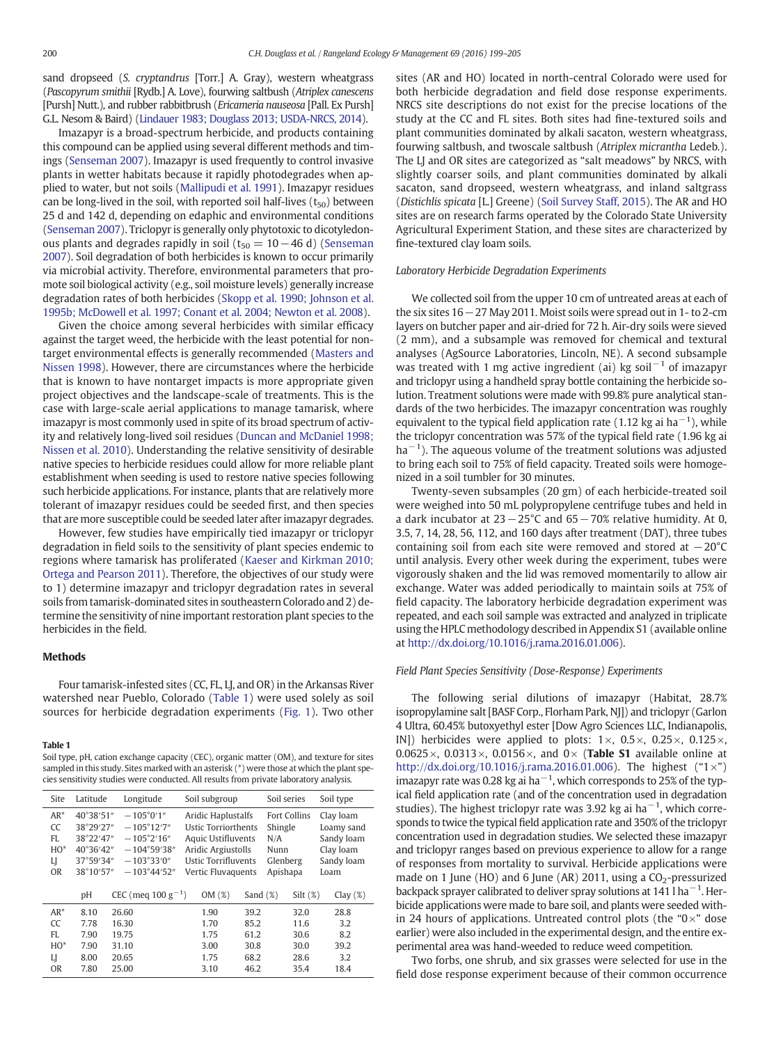sand dropseed (*S. cryptandrus* [Torr.] A. Gray), western wheatgrass (*Pascopyrum smithii* [Rydb.] A. Love), fourwing saltbush (*Atriplex canescens* [Pursh] Nutt.), and rubber rabbitbrush (*Ericameria nauseosa* [Pall. Ex Pursh] G.L. Nesom & Baird) (Lindauer 1983; Douglass 2013; USDA-NRCS, 2014).

Imazapyr is a broad-spectrum herbicide, and products containing this compound can be applied using several different methods and timings (Senseman 2007). Imazapyr is used frequently to control invasive plants in wetter habitats because it rapidly photodegrades when applied to water, but not soils (Mallipudi et al. 1991). Imazapyr residues can be long-lived in the soil, with reported soil half-lives ($t_{50}$) between 25 d and 142 d, depending on edaphic and environmental conditions (Senseman 2007). Triclopyr is generally only phytotoxic to dicotyledonous plants and degrades rapidly in soil ($t_{50} = 10-46$ d) (Senseman 2007). Soil degradation of both herbicides is known to occur primarily via microbial activity. Therefore, environmental parameters that promote soil biological activity (e.g., soil moisture levels) generally increase degradation rates of both herbicides (Skopp et al. 1990; Johnson et al. 1995b; McDowell et al. 1997; Conant et al. 2004; Newton et al. 2008).

Given the choice among several herbicides with similar efficacy against the target weed, the herbicide with the least potential for nontarget environmental effects is generally recommended (Masters and Nissen 1998). However, there are circumstances where the herbicide that is known to have nontarget impacts is more appropriate given project objectives and the landscape-scale of treatments. This is the case with large-scale aerial applications to manage tamarisk, where imazapyr is most commonly used in spite of its broad spectrum of activity and relatively long-lived soil residues (Duncan and McDaniel 1998; Nissen et al. 2010). Understanding the relative sensitivity of desirable native species to herbicide residues could allow for more reliable plant establishment when seeding is used to restore native species following such herbicide applications. For instance, plants that are relatively more tolerant of imazapyr residues could be seeded first, and then species that are more susceptible could be seeded later after imazapyr degrades.

However, few studies have empirically tied imazapyr or triclopyr degradation in field soils to the sensitivity of plant species endemic to regions where tamarisk has proliferated (Kaeser and Kirkman 2010; Ortega and Pearson 2011). Therefore, the objectives of our study were to 1) determine imazapyr and triclopyr degradation rates in several soils from tamarisk-dominated sites in southeastern Colorado and 2) determine the sensitivity of nine important restoration plant species to the herbicides in the field.

## Methods

Four tamarisk-infested sites (CC, FL, LJ, and OR) in the Arkansas River watershed near Pueblo, Colorado (Table 1) were used solely as soil sources for herbicide degradation experiments (Fig. 1). Two other sites (AR and HO) located in north-central Colorado were used for both herbicide degradation and field dose response experiments. NRCS site descriptions do not exist for the precise locations of the study at the CC and FL sites. Both sites had fine-textured soils and plant communities dominated by alkali sacaton, western wheatgrass, fourwing saltbush, and twoscale saltbush (*Atriplex micrantha* Ledeb.). The LJ and OR sites are categorized as "salt meadows" by NRCS, with slightly coarser soils, and plant communities dominated by alkali sacaton, sand dropseed, western wheatgrass, and inland saltgrass (*Distichlis spicata* [L.] Greene) (Soil Survey Staff, 2015). The AR and HO sites are on research farms operated by the Colorado State University Agricultural Experiment Station, and these sites are characterized by fine-textured clay loam soils.

**Table 1**
Soil type, pH, cation exchange capacity (CEC), organic matter (OM), and texture for sites sampled in this study. Sites marked with an asterisk (*) were those at which the plant species sensitivity studies were conducted. All results from private laboratory analysis.

| Site | Latitude | Longitude | Soil subgroup | Soil series | Soil type |
|---|---|---|---|---|---|
| AR* | 40°38′51″ | −105°0′1″ | Aridic Haplustalfs | Fort Collins | Clay loam |
| CC | 38°29′27″ | −105°12′7″ | Ustic Torriorthents | Shingle | Loamy sand |
| FL | 38°22′47″ | −105°2′16″ | Aquic Ustifluvents | N/A | Sandy loam |
| HO* | 40°36′42″ | −104°59′38″ | Aridic Argiustolls | Nunn | Clay loam |
| LJ | 37°59′34″ | −103°33′0″ | Ustic Torrifluvents | Glenberg | Sandy loam |
| OR | 38°10′57″ | −103°44′52″ | Vertic Fluvaquents | Apishapa | Loam |

| Site | pH | CEC (meq 100 g$^{-1}$) | OM (%) | Sand (%) | Silt (%) | Clay (%) |
|---|---|---|---|---|---|---|
| AR* | 8.10 | 26.60 | 1.90 | 39.2 | 32.0 | 28.8 |
| CC | 7.78 | 16.30 | 1.70 | 85.2 | 11.6 | 3.2 |
| FL | 7.90 | 19.75 | 1.75 | 61.2 | 30.6 | 8.2 |
| HO* | 7.90 | 31.10 | 3.00 | 30.8 | 30.0 | 39.2 |
| LJ | 8.00 | 20.65 | 1.75 | 68.2 | 28.6 | 3.2 |
| OR | 7.80 | 25.00 | 3.10 | 46.2 | 35.4 | 18.4 |

### Laboratory Herbicide Degradation Experiments

We collected soil from the upper 10 cm of untreated areas at each of the six sites 16−27 May 2011. Moist soils were spread out in 1- to 2-cm layers on butcher paper and air-dried for 72 h. Air-dry soils were sieved (2 mm), and a subsample was removed for chemical and textural analyses (AgSource Laboratories, Lincoln, NE). A second subsample was treated with 1 mg active ingredient (ai) kg soil$^{-1}$ of imazapyr and triclopyr using a handheld spray bottle containing the herbicide solution. Treatment solutions were made with 99.8% pure analytical standards of the two herbicides. The imazapyr concentration was roughly equivalent to the typical field application rate (1.12 kg ai ha$^{-1}$), while the triclopyr concentration was 57% of the typical field rate (1.96 kg ai ha$^{-1}$). The aqueous volume of the treatment solutions was adjusted to bring each soil to 75% of field capacity. Treated soils were homogenized in a soil tumbler for 30 minutes.

Twenty-seven subsamples (20 gm) of each herbicide-treated soil were weighed into 50 mL polypropylene centrifuge tubes and held in a dark incubator at 23−25°C and 65−70% relative humidity. At 0, 3.5, 7, 14, 28, 56, 112, and 160 days after treatment (DAT), three tubes containing soil from each site were removed and stored at −20°C until analysis. Every other week during the experiment, tubes were vigorously shaken and the lid was removed momentarily to allow air exchange. Water was added periodically to maintain soils at 75% of field capacity. The laboratory herbicide degradation experiment was repeated, and each soil sample was extracted and analyzed in triplicate using the HPLC methodology described in Appendix S1 (available online at http://dx.doi.org/10.1016/j.rama.2016.01.006).

### Field Plant Species Sensitivity (Dose-Response) Experiments

The following serial dilutions of imazapyr (Habitat, 28.7% isopropylamine salt [BASF Corp., Florham Park, NJ]) and triclopyr (Garlon 4 Ultra, 60.45% butoxyethyl ester [Dow Agro Sciences LLC, Indianapolis, IN]) herbicides were applied to plots: 1×, 0.5×, 0.25×, 0.125×, 0.0625×, 0.0313×, 0.0156×, and 0× (**Table S1** available online at http://dx.doi.org/10.1016/j.rama.2016.01.006). The highest ("1×") imazapyr rate was 0.28 kg ai ha$^{-1}$, which corresponds to 25% of the typical field application rate (and of the concentration used in degradation studies). The highest triclopyr rate was 3.92 kg ai ha$^{-1}$, which corresponds to twice the typical field application rate and 350% of the triclopyr concentration used in degradation studies. We selected these imazapyr and triclopyr ranges based on previous experience to allow for a range of responses from mortality to survival. Herbicide applications were made on 1 June (HO) and 6 June (AR) 2011, using a $CO_2$-pressurized backpack sprayer calibrated to deliver spray solutions at 141 l ha$^{-1}$. Herbicide applications were made to bare soil, and plants were seeded within 24 hours of applications. Untreated control plots (the "0×" dose earlier) were also included in the experimental design, and the entire experimental area was hand-weeded to reduce weed competition.

Two forbs, one shrub, and six grasses were selected for use in the field dose response experiment because of their common occurrence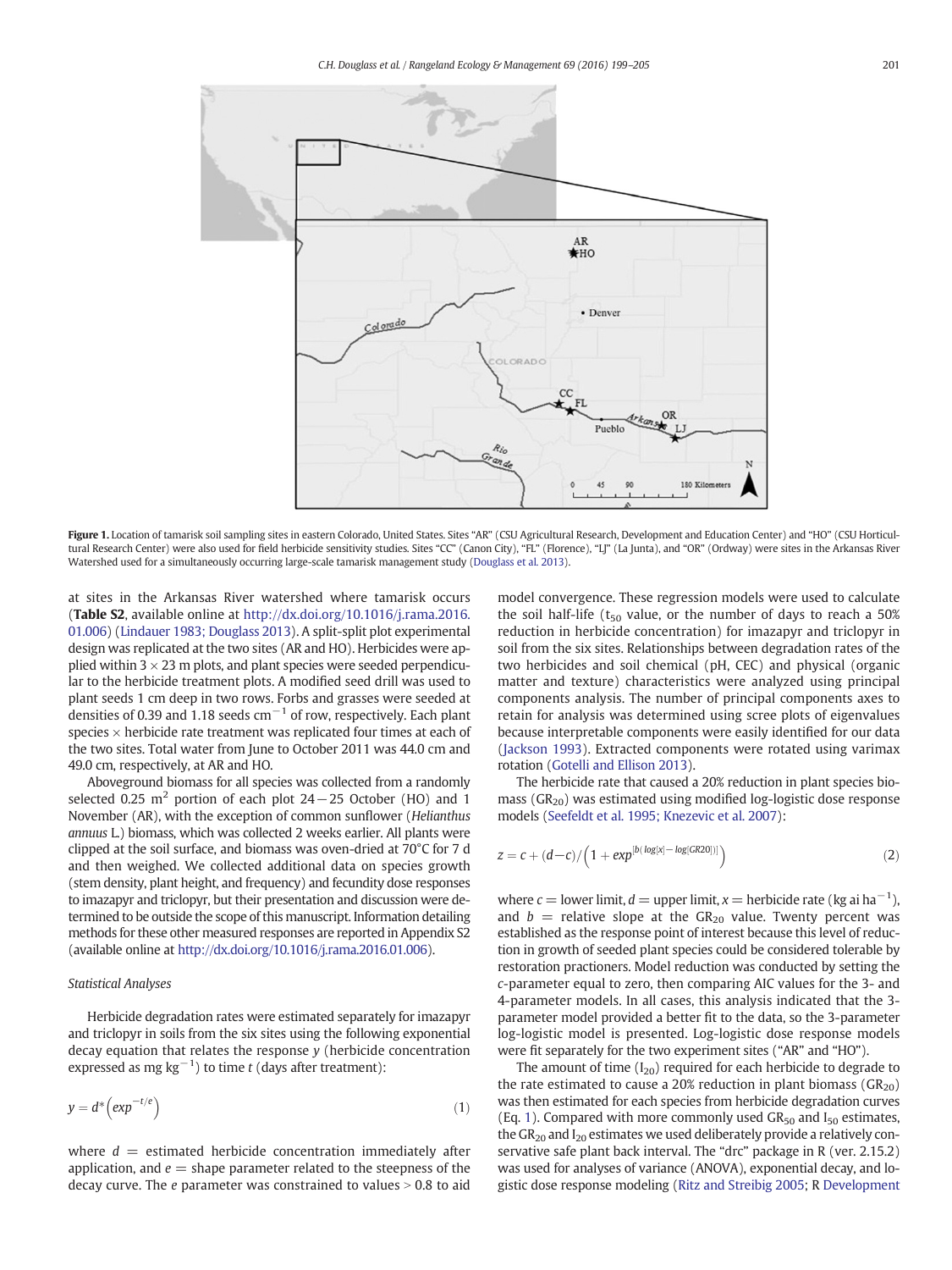Figure 1. Location of tamarisk soil sampling sites in eastern Colorado, United States. Sites "AR" (CSU Agricultural Research, Development and Education Center) and "HO" (CSU Horticultural Research Center) were also used for field herbicide sensitivity studies. Sites "CC" (Canon City), "FL" (Florence), "LJ" (La Junta), and "OR" (Ordway) were sites in the Arkansas River Watershed used for a simultaneously occurring large-scale tamarisk management study (Douglass et al. 2013).

at sites in the Arkansas River watershed where tamarisk occurs (**Table S2**, available online at http://dx.doi.org/10.1016/j.rama.2016.01.006) (Lindauer 1983; Douglass 2013). A split-split plot experimental design was replicated at the two sites (AR and HO). Herbicides were applied within 3 × 23 m plots, and plant species were seeded perpendicular to the herbicide treatment plots. A modified seed drill was used to plant seeds 1 cm deep in two rows. Forbs and grasses were seeded at densities of 0.39 and 1.18 seeds $cm^{-1}$ of row, respectively. Each plant species × herbicide rate treatment was replicated four times at each of the two sites. Total water from June to October 2011 was 44.0 cm and 49.0 cm, respectively, at AR and HO.

Aboveground biomass for all species was collected from a randomly selected 0.25 $m^2$ portion of each plot 24 − 25 October (HO) and 1 November (AR), with the exception of common sunflower (*Helianthus annuus* L.) biomass, which was collected 2 weeks earlier. All plants were clipped at the soil surface, and biomass was oven-dried at 70°C for 7 d and then weighed. We collected additional data on species growth (stem density, plant height, and frequency) and fecundity dose responses to imazapyr and triclopyr, but their presentation and discussion were determined to be outside the scope of this manuscript. Information detailing methods for these other measured responses are reported in Appendix S2 (available online at http://dx.doi.org/10.1016/j.rama.2016.01.006).

### Statistical Analyses

Herbicide degradation rates were estimated separately for imazapyr and triclopyr in soils from the six sites using the following exponential decay equation that relates the response $y$ (herbicide concentration expressed as mg $kg^{-1}$) to time $t$ (days after treatment):

$$y = d^{*}\left(exp^{-t/e}\right) \tag{1}$$

where $d$ = estimated herbicide concentration immediately after application, and $e$ = shape parameter related to the steepness of the decay curve. The $e$ parameter was constrained to values > 0.8 to aid model convergence. These regression models were used to calculate the soil half-life ($t_{50}$ value, or the number of days to reach a 50% reduction in herbicide concentration) for imazapyr and triclopyr in soil from the six sites. Relationships between degradation rates of the two herbicides and soil chemical (pH, CEC) and physical (organic matter and texture) characteristics were analyzed using principal components analysis. The number of principal components axes to retain for analysis was determined using scree plots of eigenvalues because interpretable components were easily identified for our data (Jackson 1993). Extracted components were rotated using varimax rotation (Gotelli and Ellison 2013).

The herbicide rate that caused a 20% reduction in plant species biomass ($GR_{20}$) was estimated using modified log-logistic dose response models (Seefeldt et al. 1995; Knezevic et al. 2007):

$$z = c + (d - c)/\left(1 + exp^{[b(\log[x] - \log[GR20])]}\right) \tag{2}$$

where $c$ = lower limit, $d$ = upper limit, $x$ = herbicide rate (kg ai $ha^{-1}$), and $b$ = relative slope at the $GR_{20}$ value. Twenty percent was established as the response point of interest because this level of reduction in growth of seeded plant species could be considered tolerable by restoration practioners. Model reduction was conducted by setting the $c$-parameter equal to zero, then comparing AIC values for the 3- and 4-parameter models. In all cases, this analysis indicated that the 3-parameter model provided a better fit to the data, so the 3-parameter log-logistic model is presented. Log-logistic dose response models were fit separately for the two experiment sites ("AR" and "HO").

The amount of time ($I_{20}$) required for each herbicide to degrade to the rate estimated to cause a 20% reduction in plant biomass ($GR_{20}$) was then estimated for each species from herbicide degradation curves (Eq. 1). Compared with more commonly used $GR_{50}$ and $I_{50}$ estimates, the $GR_{20}$ and $I_{20}$ estimates we used deliberately provide a relatively conservative safe plant back interval. The "drc" package in R (ver. 2.15.2) was used for analyses of variance (ANOVA), exponential decay, and logistic dose response modeling (Ritz and Streibig 2005; R Development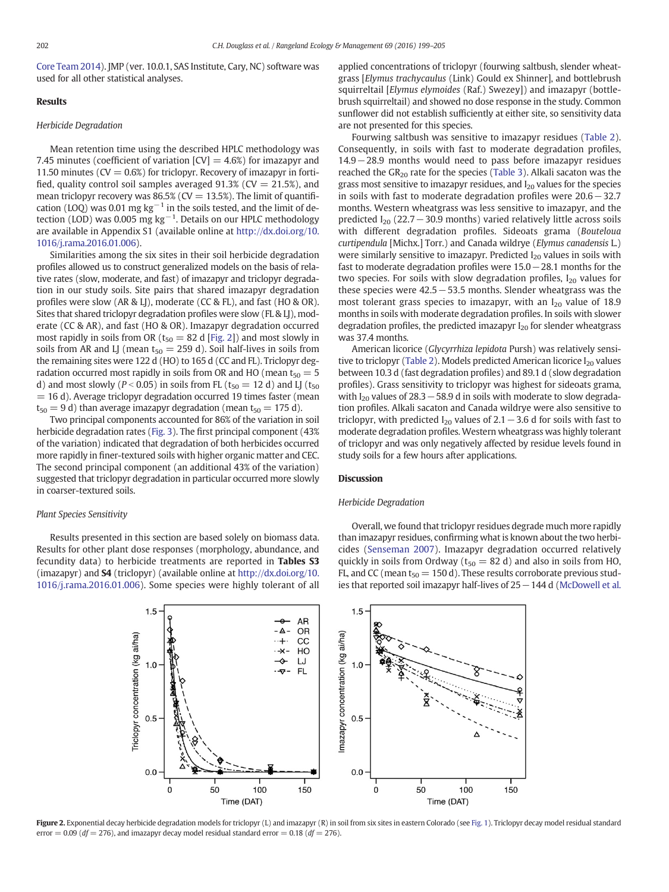Core Team 2014). JMP (ver. 10.0.1, SAS Institute, Cary, NC) software was used for all other statistical analyses.

## Results

### Herbicide Degradation

Mean retention time using the described HPLC methodology was 7.45 minutes (coefficient of variation [CV] = 4.6%) for imazapyr and 11.50 minutes (CV = 0.6%) for triclopyr. Recovery of imazapyr in fortified, quality control soil samples averaged 91.3% (CV = 21.5%), and mean triclopyr recovery was 86.5% (CV = 13.5%). The limit of quantification (LOQ) was 0.01 mg $kg^{-1}$ in the soils tested, and the limit of detection (LOD) was 0.005 mg $kg^{-1}$. Details on our HPLC methodology are available in Appendix S1 (available online at http://dx.doi.org/10.1016/j.rama.2016.01.006).

Similarities among the six sites in their soil herbicide degradation profiles allowed us to construct generalized models on the basis of relative rates (slow, moderate, and fast) of imazapyr and triclopyr degradation in our study soils. Site pairs that shared imazapyr degradation profiles were slow (AR & LJ), moderate (CC & FL), and fast (HO & OR). Sites that shared triclopyr degradation profiles were slow (FL & LJ), moderate (CC & AR), and fast (HO & OR). Imazapyr degradation occurred most rapidly in soils from OR ($t_{50}$ = 82 d [Fig. 2]) and most slowly in soils from AR and LJ (mean $t_{50}$ = 259 d). Soil half-lives in soils from the remaining sites were 122 d (HO) to 165 d (CC and FL). Triclopyr degradation occurred most rapidly in soils from OR and HO (mean $t_{50}$ = 5 d) and most slowly ($P < 0.05$) in soils from FL ($t_{50}$ = 12 d) and LJ ($t_{50}$ = 16 d). Average triclopyr degradation occurred 19 times faster (mean $t_{50}$ = 9 d) than average imazapyr degradation (mean $t_{50}$ = 175 d).

Two principal components accounted for 86% of the variation in soil herbicide degradation rates (Fig. 3). The first principal component (43% of the variation) indicated that degradation of both herbicides occurred more rapidly in finer-textured soils with higher organic matter and CEC. The second principal component (an additional 43% of the variation) suggested that triclopyr degradation in particular occurred more slowly in coarser-textured soils.

### Plant Species Sensitivity

Results presented in this section are based solely on biomass data. Results for other plant dose responses (morphology, abundance, and fecundity data) to herbicide treatments are reported in **Tables S3** (imazapyr) and **S4** (triclopyr) (available online at http://dx.doi.org/10.1016/j.rama.2016.01.006). Some species were highly tolerant of all applied concentrations of triclopyr (fourwing saltbush, slender wheatgrass [*Elymus trachycaulus* (Link) Gould ex Shinner], and bottlebrush squirreltail [*Elymus elymoides* (Raf.) Swezey]) and imazapyr (bottlebrush squirreltail) and showed no dose response in the study. Common sunflower did not establish sufficiently at either site, so sensitivity data are not presented for this species.

Fourwing saltbush was sensitive to imazapyr residues (Table 2). Consequently, in soils with fast to moderate degradation profiles, 14.9 − 28.9 months would need to pass before imazapyr residues reached the $GR_{20}$ rate for the species (Table 3). Alkali sacaton was the grass most sensitive to imazapyr residues, and $I_{20}$ values for the species in soils with fast to moderate degradation profiles were 20.6 − 32.7 months. Western wheatgrass was less sensitive to imazapyr, and the predicted $I_{20}$ (22.7 − 30.9 months) varied relatively little across soils with different degradation profiles. Sideoats grama (*Bouteloua curtipendula* [Michx.] Torr.) and Canada wildrye (*Elymus canadensis* L.) were similarly sensitive to imazapyr. Predicted $I_{20}$ values in soils with fast to moderate degradation profiles were 15.0 − 28.1 months for the two species. For soils with slow degradation profiles, $I_{20}$ values for these species were 42.5 − 53.5 months. Slender wheatgrass was the most tolerant grass species to imazapyr, with an $I_{20}$ value of 18.9 months in soils with moderate degradation profiles. In soils with slower degradation profiles, the predicted imazapyr $I_{20}$ for slender wheatgrass was 37.4 months.

American licorice (*Glycyrrhiza lepidota* Pursh) was relatively sensitive to triclopyr (Table 2). Models predicted American licorice $I_{20}$ values between 10.3 d (fast degradation profiles) and 89.1 d (slow degradation profiles). Grass sensitivity to triclopyr was highest for sideoats grama, with $I_{20}$ values of 28.3 − 58.9 d in soils with moderate to slow degradation profiles. Alkali sacaton and Canada wildrye were also sensitive to triclopyr, with predicted $I_{20}$ values of 2.1 − 3.6 d for soils with fast to moderate degradation profiles. Western wheatgrass was highly tolerant of triclopyr and was only negatively affected by residue levels found in study soils for a few hours after applications.

## Discussion

### Herbicide Degradation

Overall, we found that triclopyr residues degrade much more rapidly than imazapyr residues, confirming what is known about the two herbicides (Senseman 2007). Imazapyr degradation occurred relatively quickly in soils from Ordway ($t_{50}$ = 82 d) and also in soils from HO, FL, and CC (mean $t_{50}$ = 150 d). These results corroborate previous studies that reported soil imazapyr half-lives of 25 − 144 d (McDowell et al.

**Figure 2.** Exponential decay herbicide degradation models for triclopyr (L) and imazapyr (R) in soil from six sites in eastern Colorado (see Fig. 1). Triclopyr decay model residual standard error = 0.09 ($df$ = 276), and imazapyr decay model residual standard error = 0.18 ($df$ = 276).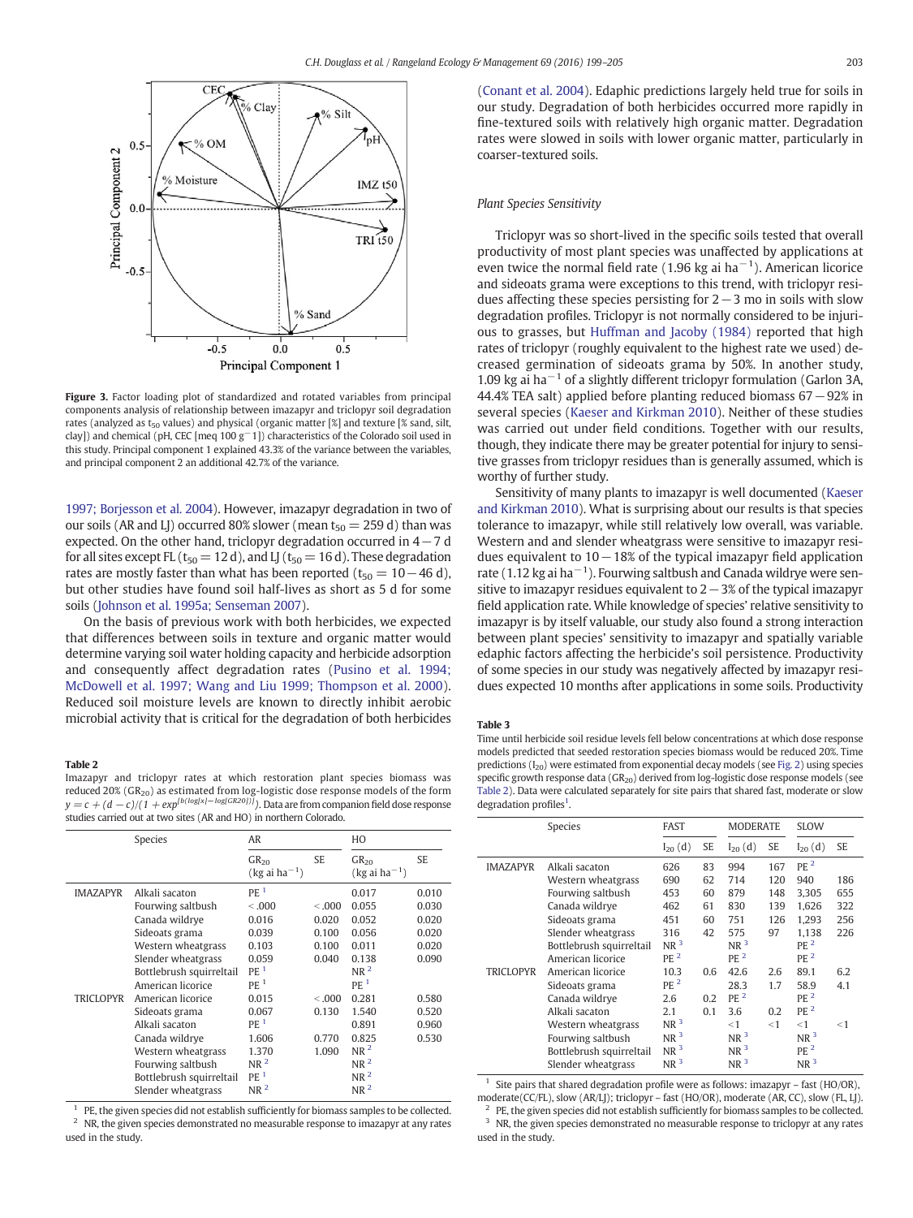Figure 3. Factor loading plot of standardized and rotated variables from principal components analysis of relationship between imazapyr and triclopyr soil degradation rates (analyzed as $t_{50}$ values) and physical (organic matter [%] and texture [% sand, silt, clay]) and chemical (pH, CEC [meq 100 $g^{-1}$]) characteristics of the Colorado soil used in this study. Principal component 1 explained 43.3% of the variance between the variables, and principal component 2 an additional 42.7% of the variance.

1997; Borjesson et al. 2004). However, imazapyr degradation in two of our soils (AR and LJ) occurred 80% slower (mean $t_{50}$ = 259 d) than was expected. On the other hand, triclopyr degradation occurred in 4 − 7 d for all sites except FL ($t_{50}$ = 12 d), and LJ ($t_{50}$ = 16 d). These degradation rates are mostly faster than what has been reported ($t_{50}$ = 10 − 46 d), but other studies have found soil half-lives as short as 5 d for some soils (Johnson et al. 1995a; Senseman 2007).

On the basis of previous work with both herbicides, we expected that differences between soils in texture and organic matter would determine varying soil water holding capacity and herbicide adsorption and consequently affect degradation rates (Pusino et al. 1994; McDowell et al. 1997; Wang and Liu 1999; Thompson et al. 2000). Reduced soil moisture levels are known to directly inhibit aerobic microbial activity that is critical for the degradation of both herbicides (Conant et al. 2004). Edaphic predictions largely held true for soils in our study. Degradation of both herbicides occurred more rapidly in fine-textured soils with relatively high organic matter. Degradation rates were slowed in soils with lower organic matter, particularly in coarser-textured soils.

### Plant Species Sensitivity

Triclopyr was so short-lived in the specific soils tested that overall productivity of most plant species was unaffected by applications at even twice the normal field rate (1.96 kg ai $ha^{-1}$). American licorice and sideoats grama were exceptions to this trend, with triclopyr residues affecting these species persisting for 2 − 3 mo in soils with slow degradation profiles. Triclopyr is not normally considered to be injurious to grasses, but Huffman and Jacoby (1984) reported that high rates of triclopyr (roughly equivalent to the highest rate we used) decreased germination of sideoats grama by 50%. In another study, 1.09 kg ai $ha^{-1}$ of a slightly different triclopyr formulation (Garlon 3A, 44.4% TEA salt) applied before planting reduced biomass 67 − 92% in several species (Kaeser and Kirkman 2010). Neither of these studies was carried out under field conditions. Together with our results, though, they indicate there may be greater potential for injury to sensitive grasses from triclopyr residues than is generally assumed, which is worthy of further study.

Sensitivity of many plants to imazapyr is well documented (Kaeser and Kirkman 2010). What is surprising about our results is that species tolerance to imazapyr, while still relatively low overall, was variable. Western and and slender wheatgrass were sensitive to imazapyr residues equivalent to 10 − 18% of the typical imazapyr field application rate (1.12 kg ai $ha^{-1}$). Fourwing saltbush and Canada wildrye were sensitive to imazapyr residues equivalent to 2 − 3% of the typical imazapyr field application rate. While knowledge of species' relative sensitivity to imazapyr is by itself valuable, our study also found a strong interaction between plant species' sensitivity to imazapyr and spatially variable edaphic factors affecting the herbicide's soil persistence. Productivity of some species in our study was negatively affected by imazapyr residues expected 10 months after applications in some soils. Productivity

**Table 2**

Imazapyr and triclopyr rates at which restoration plant species biomass was reduced 20% ($GR_{20}$) as estimated from log-logistic dose response models of the form $y = c + (d - c)/(1 + exp^{[b(log[x] - log[GR20])]})$. Data are from companion field dose response studies carried out at two sites (AR and HO) in northern Colorado.

| | Species | AR | | HO | |
|---|---|---|---|---|---|
| | | $GR_{20}$ (kg ai $ha^{-1}$) | SE | $GR_{20}$ (kg ai $ha^{-1}$) | SE |
| IMAZAPYR | Alkali sacaton | PE [1] | | 0.017 | 0.010 |
| | Fourwing saltbush | < .000 | < .000 | 0.055 | 0.030 |
| | Canada wildrye | 0.016 | 0.020 | 0.052 | 0.020 |
| | Sideoats grama | 0.039 | 0.100 | 0.056 | 0.020 |
| | Western wheatgrass | 0.103 | 0.100 | 0.011 | 0.020 |
| | Slender wheatgrass | 0.059 | 0.040 | 0.138 | 0.090 |
| | Bottlebrush squirreltail | PE [1] | | NR [2] | |
| | American licorice | PE [1] | | PE [1] | |
| TRICLOPYR | American licorice | 0.015 | < .000 | 0.281 | 0.580 |
| | Sideoats grama | 0.067 | 0.130 | 1.540 | 0.520 |
| | Alkali sacaton | PE [1] | | 0.891 | 0.960 |
| | Canada wildrye | 1.606 | 0.770 | 0.825 | 0.530 |
| | Western wheatgrass | 1.370 | 1.090 | NR [2] | |
| | Fourwing saltbush | NR [2] | | NR [2] | |
| | Bottlebrush squirreltail | PE [1] | | NR [2] | |
| | Slender wheatgrass | NR [2] | | NR [2] | |

[1] PE, the given species did not establish sufficiently for biomass samples to be collected.
[2] NR, the given species demonstrated no measurable response to imazapyr at any rates used in the study.

**Table 3**

Time until herbicide soil residue levels fell below concentrations at which dose response models predicted that seeded restoration species biomass would be reduced 20%. Time predictions ($I_{20}$) were estimated from exponential decay models (see Fig. 2) using species specific growth response data ($GR_{20}$) derived from log-logistic dose response models (see Table 2). Data were calculated separately for site pairs that shared fast, moderate or slow degradation profiles[1].

| | Species | FAST | | MODERATE | | SLOW | |
|---|---|---|---|---|---|---|---|
| | | $I_{20}$ (d) | SE | $I_{20}$ (d) | SE | $I_{20}$ (d) | SE |
| IMAZAPYR | Alkali sacaton | 626 | 83 | 994 | 167 | PE [2] | |
| | Western wheatgrass | 690 | 62 | 714 | 120 | 940 | 186 |
| | Fourwing saltbush | 453 | 60 | 879 | 148 | 3,305 | 655 |
| | Canada wildrye | 462 | 61 | 830 | 139 | 1,626 | 322 |
| | Sideoats grama | 451 | 60 | 751 | 126 | 1,293 | 256 |
| | Slender wheatgrass | 316 | 42 | 575 | 97 | 1,138 | 226 |
| | Bottlebrush squirreltail | NR [3] | | NR [3] | | PE [2] | |
| | American licorice | PE [2] | | PE [2] | | PE [2] | |
| TRICLOPYR | American licorice | 10.3 | 0.6 | 42.6 | 2.6 | 89.1 | 6.2 |
| | Sideoats grama | PE [2] | | 28.3 | 1.7 | 58.9 | 4.1 |
| | Canada wildrye | 2.6 | 0.2 | PE [2] | | PE [2] | |
| | Alkali sacaton | 2.1 | 0.1 | 3.6 | 0.2 | PE [2] | |
| | Western wheatgrass | NR [3] | | <1 | <1 | <1 | <1 |
| | Fourwing saltbush | NR [3] | | NR [3] | | NR [3] | |
| | Bottlebrush squirreltail | NR [3] | | NR [3] | | PE [2] | |
| | Slender wheatgrass | NR [3] | | NR [3] | | NR [3] | |

[1] Site pairs that shared degradation profile were as follows: imazapyr – fast (HO/OR), moderate(CC/FL), slow (AR/LJ); triclopyr – fast (HO/OR), moderate (AR, CC), slow (FL, LJ).
[2] PE, the given species did not establish sufficiently for biomass samples to be collected.
[3] NR, the given species demonstrated no measurable response to triclopyr at any rates used in the study.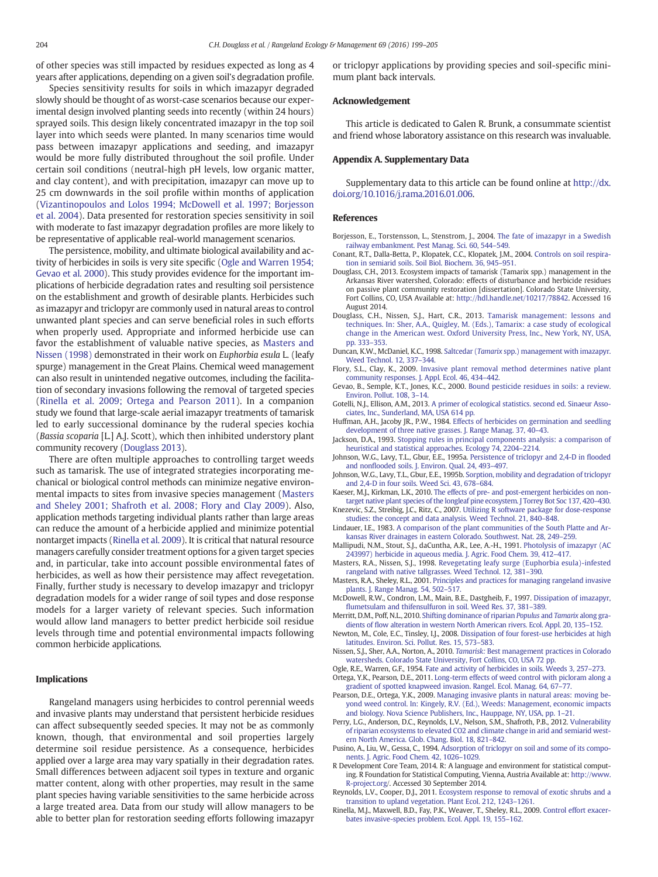of other species was still impacted by residues expected as long as 4 years after applications, depending on a given soil's degradation profile.

Species sensitivity results for soils in which imazapyr degraded slowly should be thought of as worst-case scenarios because our experimental design involved planting seeds into recently (within 24 hours) sprayed soils. This design likely concentrated imazapyr in the top soil layer into which seeds were planted. In many scenarios time would pass between imazapyr applications and seeding, and imazapyr would be more fully distributed throughout the soil profile. Under certain soil conditions (neutral-high pH levels, low organic matter, and clay content), and with precipitation, imazapyr can move up to 25 cm downwards in the soil profile within months of application (Vizantinopoulos and Lolos 1994; McDowell et al. 1997; Borjesson et al. 2004). Data presented for restoration species sensitivity in soil with moderate to fast imazapyr degradation profiles are more likely to be representative of applicable real-world management scenarios.

The persistence, mobility, and ultimate biological availability and activity of herbicides in soils is very site specific (Ogle and Warren 1954; Gevao et al. 2000). This study provides evidence for the important implications of herbicide degradation rates and resulting soil persistence on the establishment and growth of desirable plants. Herbicides such as imazapyr and triclopyr are commonly used in natural areas to control unwanted plant species and can serve beneficial roles in such efforts when properly used. Appropriate and informed herbicide use can favor the establishment of valuable native species, as Masters and Nissen (1998) demonstrated in their work on *Euphorbia esula* L. (leafy spurge) management in the Great Plains. Chemical weed management can also result in unintended negative outcomes, including the facilitation of secondary invasions following the removal of targeted species (Rinella et al. 2009; Ortega and Pearson 2011). In a companion study we found that large-scale aerial imazapyr treatments of tamarisk led to early successional dominance by the ruderal species kochia (*Bassia scoparia* [L.] A.J. Scott), which then inhibited understory plant community recovery (Douglass 2013).

There are often multiple approaches to controlling target weeds such as tamarisk. The use of integrated strategies incorporating mechanical or biological control methods can minimize negative environmental impacts to sites from invasive species management (Masters and Sheley 2001; Shafroth et al. 2008; Flory and Clay 2009). Also, application methods targeting individual plants rather than large areas can reduce the amount of a herbicide applied and minimize potential nontarget impacts (Rinella et al. 2009). It is critical that natural resource managers carefully consider treatment options for a given target species and, in particular, take into account possible environmental fates of herbicides, as well as how their persistence may affect revegetation. Finally, further study is necessary to develop imazapyr and triclopyr degradation models for a wider range of soil types and dose response models for a larger variety of relevant species. Such information would allow land managers to better predict herbicide soil residue levels through time and potential environmental impacts following common herbicide applications.

## Implications

Rangeland managers using herbicides to control perennial weeds and invasive plants may understand that persistent herbicide residues can affect subsequently seeded species. It may not be as commonly known, though, that environmental and soil properties largely determine soil residue persistence. As a consequence, herbicides applied over a large area may vary spatially in their degradation rates. Small differences between adjacent soil types in texture and organic matter content, along with other properties, may result in the same plant species having variable sensitivities to the same herbicide across a large treated area. Data from our study will allow managers to be able to better plan for restoration seeding efforts following imazapyr or triclopyr applications by providing species and soil-specific minimum plant back intervals.

## Acknowledgement

This article is dedicated to Galen R. Brunk, a consummate scientist and friend whose laboratory assistance on this research was invaluable.

## Appendix A. Supplementary Data

Supplementary data to this article can be found online at http://dx.doi.org/10.1016/j.rama.2016.01.006.

## References

Borjesson, E., Torstensson, L., Stenstrom, J., 2004. The fate of imazapyr in a Swedish railway embankment. Pest Manag. Sci. 60, 544–549.

Conant, R.T., Dalla-Betta, P., Klopatek, C.C., Klopatek, J.M., 2004. Controls on soil respiration in semiarid soils. Soil Biol. Biochem. 36, 945–951.

Douglass, C.H., 2013. Ecosystem impacts of tamarisk (Tamarix spp.) management in the Arkansas River watershed, Colorado: effects of disturbance and herbicide residues on passive plant community restoration [dissertation]. Colorado State University, Fort Collins, CO, USA Available at: http://hdl.handle.net/10217/78842. Accessed 16 August 2014.

Douglass, C.H., Nissen, S.J., Hart, C.R., 2013. Tamarisk management: lessons and techniques. In: Sher, A.A., Quigley, M. (Eds.), Tamarix: a case study of ecological change in the American west. Oxford University Press, Inc., New York, NY, USA, pp. 333–353.

Duncan, K.W., McDaniel, K.C., 1998. Saltcedar (*Tamarix* spp.) management with imazapyr. Weed Technol. 12, 337–344.

Flory, S.L., Clay, K., 2009. Invasive plant removal method determines native plant community responses. J. Appl. Ecol. 46, 434–442.

Gevao, B., Semple, K.T., Jones, K.C., 2000. Bound pesticide residues in soils: a review. Environ. Pollut. 108, 3–14.

Gotelli, N.J., Ellison, A.M., 2013. A primer of ecological statistics. second ed. Sinauer Associates, Inc., Sunderland, MA, USA 614 pp.

Huffman, A.H., Jacoby JR., P.W., 1984. Effects of herbicides on germination and seedling development of three native grasses. J. Range Manag. 37, 40–43.

Jackson, D.A., 1993. Stopping rules in principal components analysis: a comparison of heuristical and statistical approaches. Ecology 74, 2204–2214.

Johnson, W.G., Lavy, T.L., Gbur, E.E., 1995a. Persistence of triclopyr and 2,4-D in flooded and nonflooded soils. J. Environ. Qual. 24, 493–497.

Johnson, W.G., Lavy, T.L., Gbur, E.E., 1995b. Sorption, mobility and degradation of triclopyr and 2,4-D in four soils. Weed Sci. 43, 678–684.

Kaeser, M.J., Kirkman, L.K., 2010. The effects of pre- and post-emergent herbicides on non-target native plant species of the longleaf pine ecosystem. J Torrey Bot Soc 137, 420–430.

Knezevic, S.Z., Streibig, J.C., Ritz, C., 2007. Utilizing R software package for dose-response studies: the concept and data analysis. Weed Technol. 21, 840–848.

Lindauer, I.E., 1983. A comparison of the plant communities of the South Platte and Arkansas River drainages in eastern Colorado. Southwest. Nat. 28, 249–259.

Mallipudi, N.M., Stout, S.J., daCuntha, A.R., Lee, A.-H., 1991. Photolysis of imazapyr (AC 243997) herbicide in aqueous media. J. Agric. Food Chem. 39, 412–417.

Masters, R.A., Nissen, S.J., 1998. Revegetating leafy surge (Euphorbia esula)-infested rangeland with native tallgrasses. Weed Technol. 12, 381–390.

Masters, R.A., Sheley, R.L., 2001. Principles and practices for managing rangeland invasive plants. J. Range Manag. 54, 502–517.

McDowell, R.W., Condron, L.M., Main, B.E., Dastgheib, F., 1997. Dissipation of imazapyr, flumetsulam and thifensulfuron in soil. Weed Res. 37, 381–389.

Merritt, D.M., Poff, N.L., 2010. Shifting dominance of riparian *Populus* and *Tamarix* along gradients of flow alteration in western North American rivers. Ecol. Appl. 20, 135–152.

Newton, M., Cole, E.C., Tinsley, I.J., 2008. Dissipation of four forest-use herbicides at high latitudes. Environ. Sci. Pollut. Res. 15, 573–583.

Nissen, S.J., Sher, A.A., Norton, A., 2010. *Tamarisk:* Best management practices in Colorado watersheds. Colorado State University, Fort Collins, CO, USA 72 pp.

Ogle, R.E., Warren, G.F., 1954. Fate and activity of herbicides in soils. Weeds 3, 257–273.

Ortega, Y.K., Pearson, D.E., 2011. Long-term effects of weed control with picloram along a gradient of spotted knapweed invasion. Rangel. Ecol. Manag. 64, 67–77.

Pearson, D.E., Ortega, Y.K., 2009. Managing invasive plants in natural areas: moving beyond weed control. In: Kingely, R.V. (Ed.), Weeds: Management, economic impacts and biology. Nova Science Publishers, Inc., Hauppage, NY, USA, pp. 1–21.

Perry, L.G., Anderson, D.C., Reynolds, L.V., Nelson, S.M., Shafroth, P.B., 2012. Vulnerability of riparian ecosystems to elevated CO2 and climate change in arid and semiarid western North America. Glob. Chang. Biol. 18, 821–842.

Pusino, A., Liu, W., Gessa, C., 1994. Adsorption of triclopyr on soil and some of its components. J. Agric. Food Chem. 42, 1026–1029.

R Development Core Team, 2014. R: A language and environment for statistical computing. R Foundation for Statistical Computing, Vienna, Austria Available at: http://www.R-project.org/. Accessed 30 September 2014.

Reynolds, L.V., Cooper, D.J., 2011. Ecosystem response to removal of exotic shrubs and a transition to upland vegetation. Plant Ecol. 212, 1243–1261.

Rinella, M.J., Maxwell, B.D., Fay, P.K., Weaver, T., Sheley, R.L., 2009. Control effort exacerbates invasive-species problem. Ecol. Appl. 19, 155–162.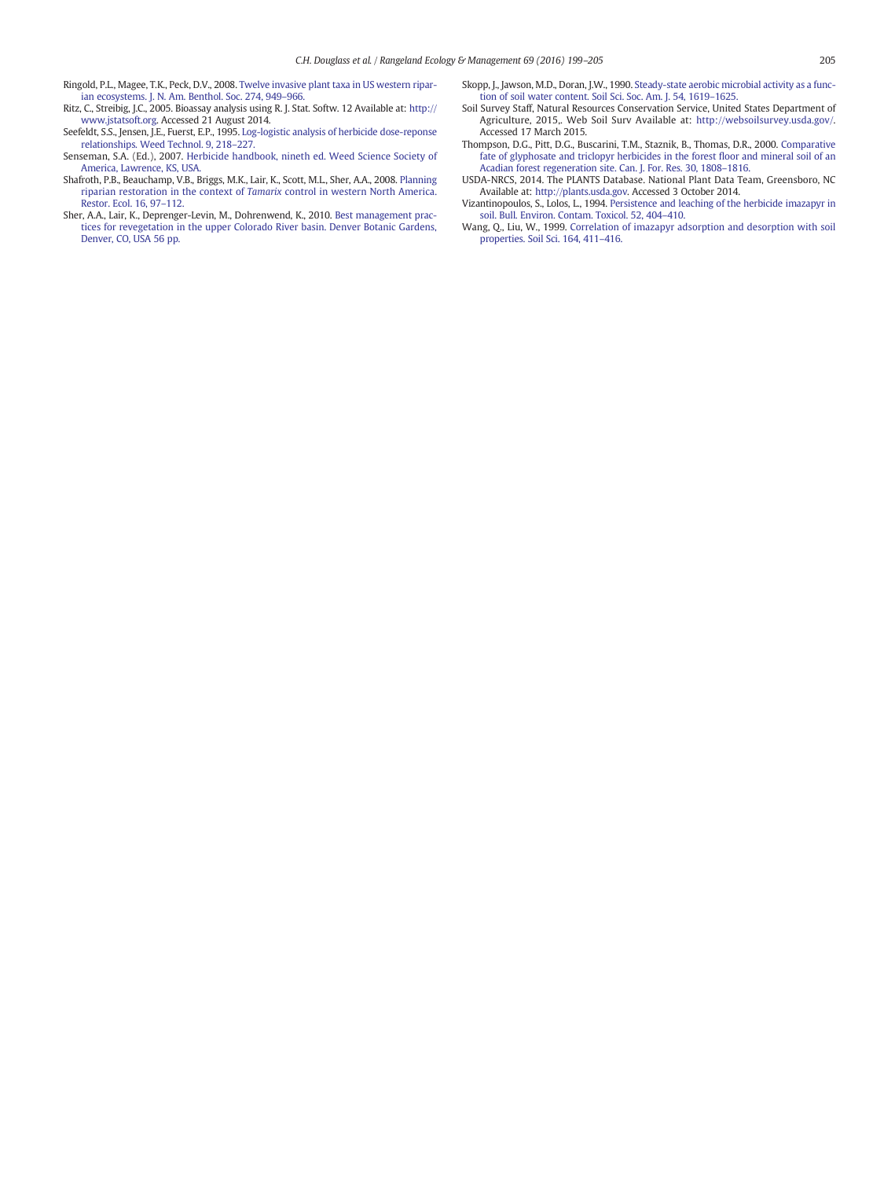Ringold, P.L., Magee, T.K., Peck, D.V., 2008. Twelve invasive plant taxa in US western riparian ecosystems. J. N. Am. Benthol. Soc. 274, 949–966.

Ritz, C., Streibig, J.C., 2005. Bioassay analysis using R. J. Stat. Softw. 12 Available at: http://www.jstatsoft.org. Accessed 21 August 2014.

Seefeldt, S.S., Jensen, J.E., Fuerst, E.P., 1995. Log-logistic analysis of herbicide dose-reponse relationships. Weed Technol. 9, 218–227.

Senseman, S.A. (Ed.), 2007. Herbicide handbook, nineth ed. Weed Science Society of America, Lawrence, KS, USA.

Shafroth, P.B., Beauchamp, V.B., Briggs, M.K., Lair, K., Scott, M.L., Sher, A.A., 2008. Planning riparian restoration in the context of *Tamarix* control in western North America. Restor. Ecol. 16, 97–112.

Sher, A.A., Lair, K., Deprenger-Levin, M., Dohrenwend, K., 2010. Best management practices for revegetation in the upper Colorado River basin. Denver Botanic Gardens, Denver, CO, USA 56 pp.

Skopp, J., Jawson, M.D., Doran, J.W., 1990. Steady-state aerobic microbial activity as a function of soil water content. Soil Sci. Soc. Am. J. 54, 1619–1625.

Soil Survey Staff, Natural Resources Conservation Service, United States Department of Agriculture, 2015,. Web Soil Surv Available at: http://websoilsurvey.usda.gov/. Accessed 17 March 2015.

Thompson, D.G., Pitt, D.G., Buscarini, T.M., Staznik, B., Thomas, D.R., 2000. Comparative fate of glyphosate and triclopyr herbicides in the forest floor and mineral soil of an Acadian forest regeneration site. Can. J. For. Res. 30, 1808–1816.

USDA-NRCS, 2014. The PLANTS Database. National Plant Data Team, Greensboro, NC Available at: http://plants.usda.gov. Accessed 3 October 2014.

Vizantinopoulos, S., Lolos, L., 1994. Persistence and leaching of the herbicide imazapyr in soil. Bull. Environ. Contam. Toxicol. 52, 404–410.

Wang, Q., Liu, W., 1999. Correlation of imazapyr adsorption and desorption with soil properties. Soil Sci. 164, 411–416.